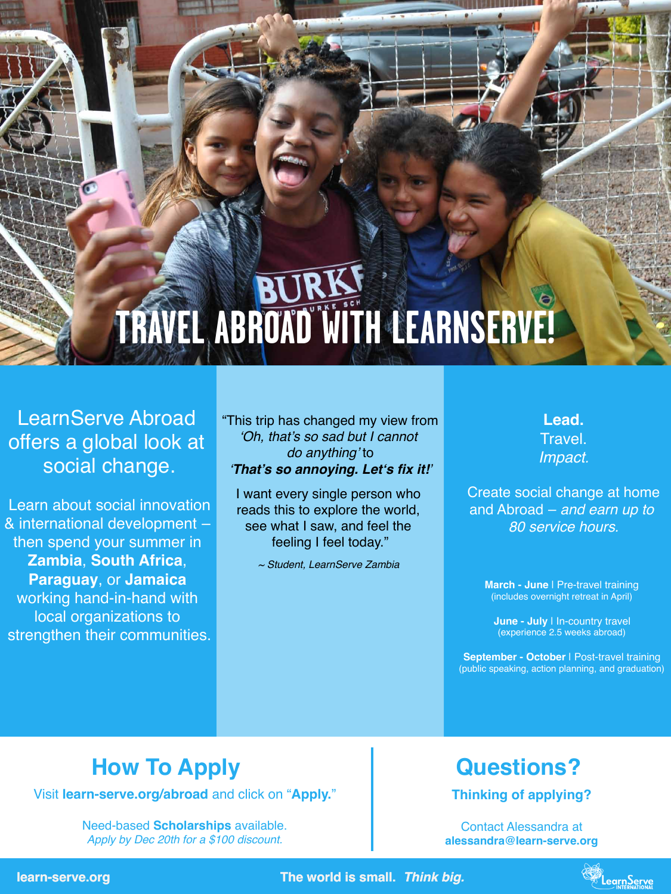# TRAVEL ABROAD WITH LEARNSERVE!

LearnServe Abroad offers a global look at social change.

Learn about social innovation & international development – then spend your summer in **Zambia**, **South Africa**, **Paraguay**, or **Jamaica** working hand-in-hand with local organizations to strengthen their communities.

"This trip has changed my view from *'Oh, that's so sad but I cannot do anything'* to ***'That's so annoying. Let's fix it!'***

I want every single person who reads this to explore the world, see what I saw, and feel the feeling I feel today."

*~ Student, LearnServe Zambia*

**Lead.**
Travel.
*Impact.*

Create social change at home and Abroad – *and earn up to 80 service hours.*

**March - June** | Pre-travel training
(includes overnight retreat in April)

**June - July** | In-country travel
(experience 2.5 weeks abroad)

**September - October** | Post-travel training
(public speaking, action planning, and graduation)

## How To Apply

Visit **learn-serve.org/abroad** and click on "**Apply.**"

Need-based **Scholarships** available.
*Apply by Dec 20th for a $100 discount.*

## Questions?

**Thinking of applying?**

Contact Alessandra at
**alessandra@learn-serve.org**

**learn-serve.org** **The world is small.** ***Think big.***

LearnServe International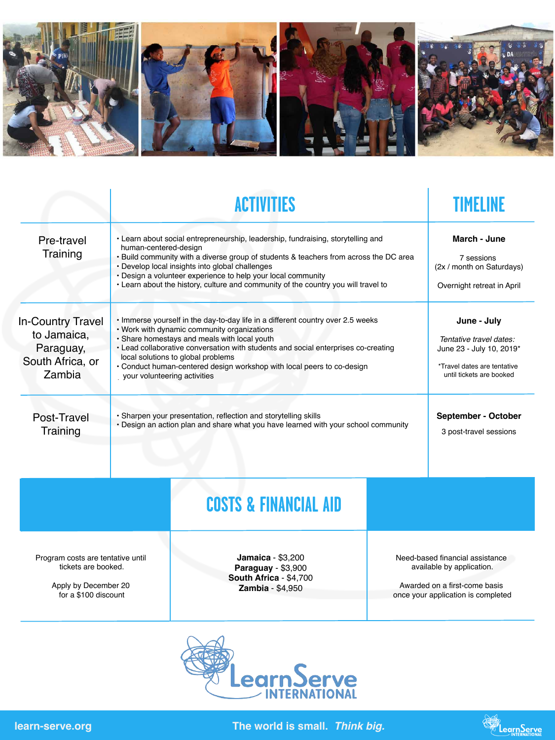| | ACTIVITIES | TIMELINE |
|---|---|---|
| Pre-travel Training | • Learn about social entrepreneurship, leadership, fundraising, storytelling and human-centered-design<br>• Build community with a diverse group of students & teachers from across the DC area<br>• Develop local insights into global challenges<br>• Design a volunteer experience to help your local community<br>• Learn about the history, culture and community of the country you will travel to | **March - June**<br><br>7 sessions<br>(2x / month on Saturdays)<br><br>Overnight retreat in April |
| In-Country Travel to Jamaica, Paraguay, South Africa, or Zambia | • Immerse yourself in the day-to-day life in a different country over 2.5 weeks<br>• Work with dynamic community organizations<br>• Share homestays and meals with local youth<br>• Lead collaborative conversation with students and social enterprises co-creating local solutions to global problems<br>• Conduct human-centered design workshop with local peers to co-design your volunteering activities | **June - July**<br><br>*Tentative travel dates:*<br>June 23 - July 10, 2019*<br><br>*Travel dates are tentative until tickets are booked |
| Post-Travel Training | • Sharpen your presentation, reflection and storytelling skills<br>• Design an action plan and share what you have learned with your school community | **September - October**<br><br>3 post-travel sessions |

## COSTS & FINANCIAL AID

| | | |
|---|---|---|
| Program costs are tentative until tickets are booked.<br><br>Apply by December 20 for a $100 discount | **Jamaica** - $3,200<br>**Paraguay** - $3,900<br>**South Africa** - $4,700<br>**Zambia** - $4,950 | Need-based financial assistance available by application.<br><br>Awarded on a first-come basis once your application is completed |

LearnServe INTERNATIONAL

learn-serve.org

The world is small. *Think big.*